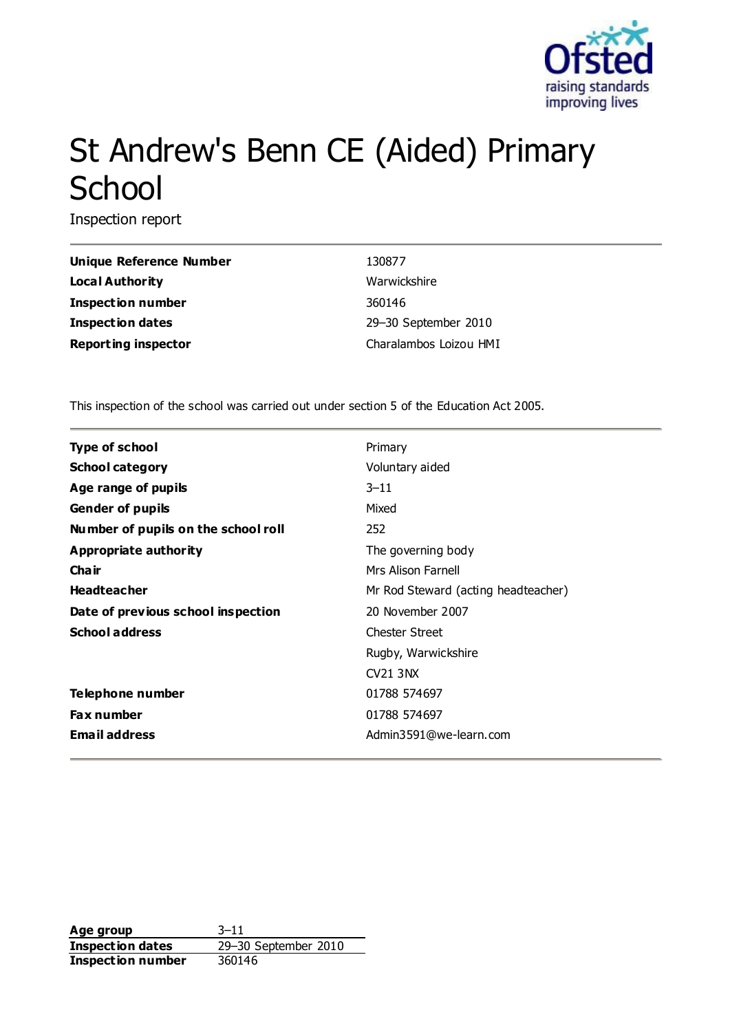# St Andrew's Benn CE (Aided) Primary School

Inspection report

| | |
|---|---|
| **Unique Reference Number** | 130877 |
| **Local Authority** | Warwickshire |
| **Inspection number** | 360146 |
| **Inspection dates** | 29–30 September 2010 |
| **Reporting inspector** | Charalambos Loizou HMI |

This inspection of the school was carried out under section 5 of the Education Act 2005.

| | |
|---|---|
| **Type of school** | Primary |
| **School category** | Voluntary aided |
| **Age range of pupils** | 3–11 |
| **Gender of pupils** | Mixed |
| **Number of pupils on the school roll** | 252 |
| **Appropriate authority** | The governing body |
| **Chair** | Mrs Alison Farnell |
| **Headteacher** | Mr Rod Steward (acting headteacher) |
| **Date of previous school inspection** | 20 November 2007 |
| **School address** | Chester Street<br>Rugby, Warwickshire<br>CV21 3NX |
| **Telephone number** | 01788 574697 |
| **Fax number** | 01788 574697 |
| **Email address** | Admin3591@we-learn.com |

| | |
|---|---|
| **Age group** | 3–11 |
| **Inspection dates** | 29–30 September 2010 |
| **Inspection number** | 360146 |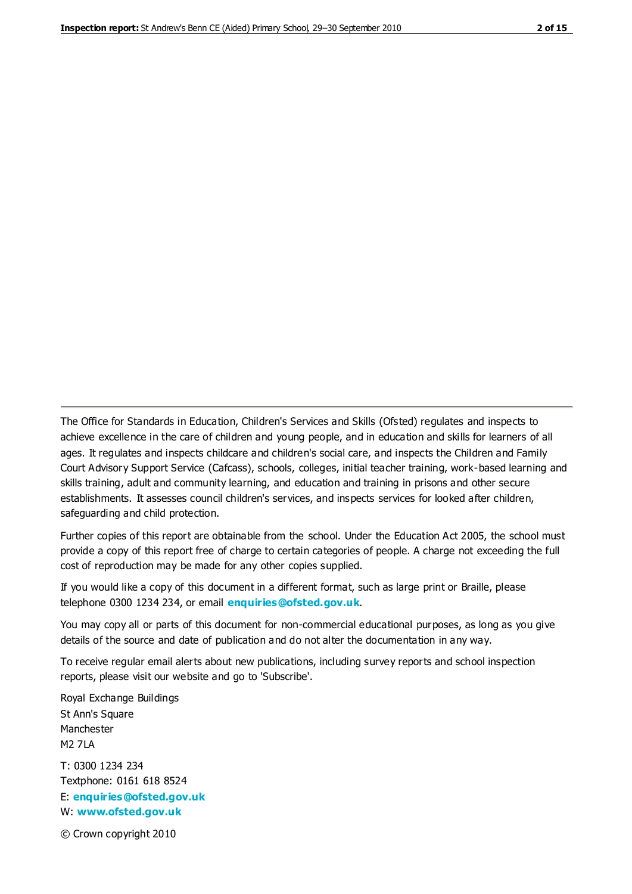The Office for Standards in Education, Children's Services and Skills (Ofsted) regulates and inspects to achieve excellence in the care of children and young people, and in education and skills for learners of all ages. It regulates and inspects childcare and children's social care, and inspects the Children and Family Court Advisory Support Service (Cafcass), schools, colleges, initial teacher training, work-based learning and skills training, adult and community learning, and education and training in prisons and other secure establishments. It assesses council children's services, and inspects services for looked after children, safeguarding and child protection.

Further copies of this report are obtainable from the school. Under the Education Act 2005, the school must provide a copy of this report free of charge to certain categories of people. A charge not exceeding the full cost of reproduction may be made for any other copies supplied.

If you would like a copy of this document in a different format, such as large print or Braille, please telephone 0300 1234 234, or email **enquiries@ofsted.gov.uk**.

You may copy all or parts of this document for non-commercial educational purposes, as long as you give details of the source and date of publication and do not alter the documentation in any way.

To receive regular email alerts about new publications, including survey reports and school inspection reports, please visit our website and go to 'Subscribe'.

Royal Exchange Buildings
St Ann's Square
Manchester
M2 7LA

T: 0300 1234 234
Textphone: 0161 618 8524
E: **enquiries@ofsted.gov.uk**
W: **www.ofsted.gov.uk**

© Crown copyright 2010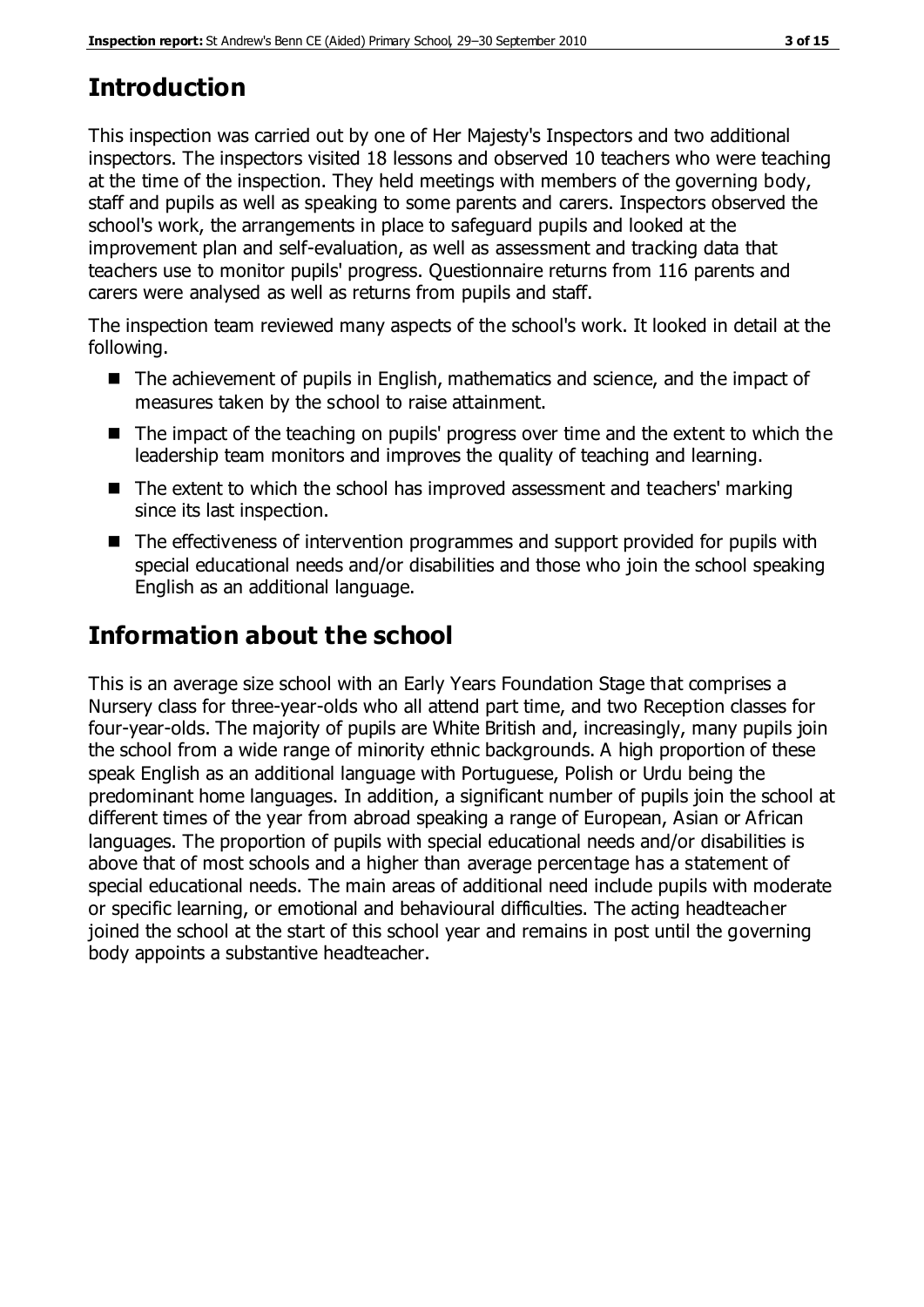# Introduction

This inspection was carried out by one of Her Majesty's Inspectors and two additional inspectors. The inspectors visited 18 lessons and observed 10 teachers who were teaching at the time of the inspection. They held meetings with members of the governing body, staff and pupils as well as speaking to some parents and carers. Inspectors observed the school's work, the arrangements in place to safeguard pupils and looked at the improvement plan and self-evaluation, as well as assessment and tracking data that teachers use to monitor pupils' progress. Questionnaire returns from 116 parents and carers were analysed as well as returns from pupils and staff.

The inspection team reviewed many aspects of the school's work. It looked in detail at the following.

- The achievement of pupils in English, mathematics and science, and the impact of measures taken by the school to raise attainment.
- The impact of the teaching on pupils' progress over time and the extent to which the leadership team monitors and improves the quality of teaching and learning.
- The extent to which the school has improved assessment and teachers' marking since its last inspection.
- The effectiveness of intervention programmes and support provided for pupils with special educational needs and/or disabilities and those who join the school speaking English as an additional language.

# Information about the school

This is an average size school with an Early Years Foundation Stage that comprises a Nursery class for three-year-olds who all attend part time, and two Reception classes for four-year-olds. The majority of pupils are White British and, increasingly, many pupils join the school from a wide range of minority ethnic backgrounds. A high proportion of these speak English as an additional language with Portuguese, Polish or Urdu being the predominant home languages. In addition, a significant number of pupils join the school at different times of the year from abroad speaking a range of European, Asian or African languages. The proportion of pupils with special educational needs and/or disabilities is above that of most schools and a higher than average percentage has a statement of special educational needs. The main areas of additional need include pupils with moderate or specific learning, or emotional and behavioural difficulties. The acting headteacher joined the school at the start of this school year and remains in post until the governing body appoints a substantive headteacher.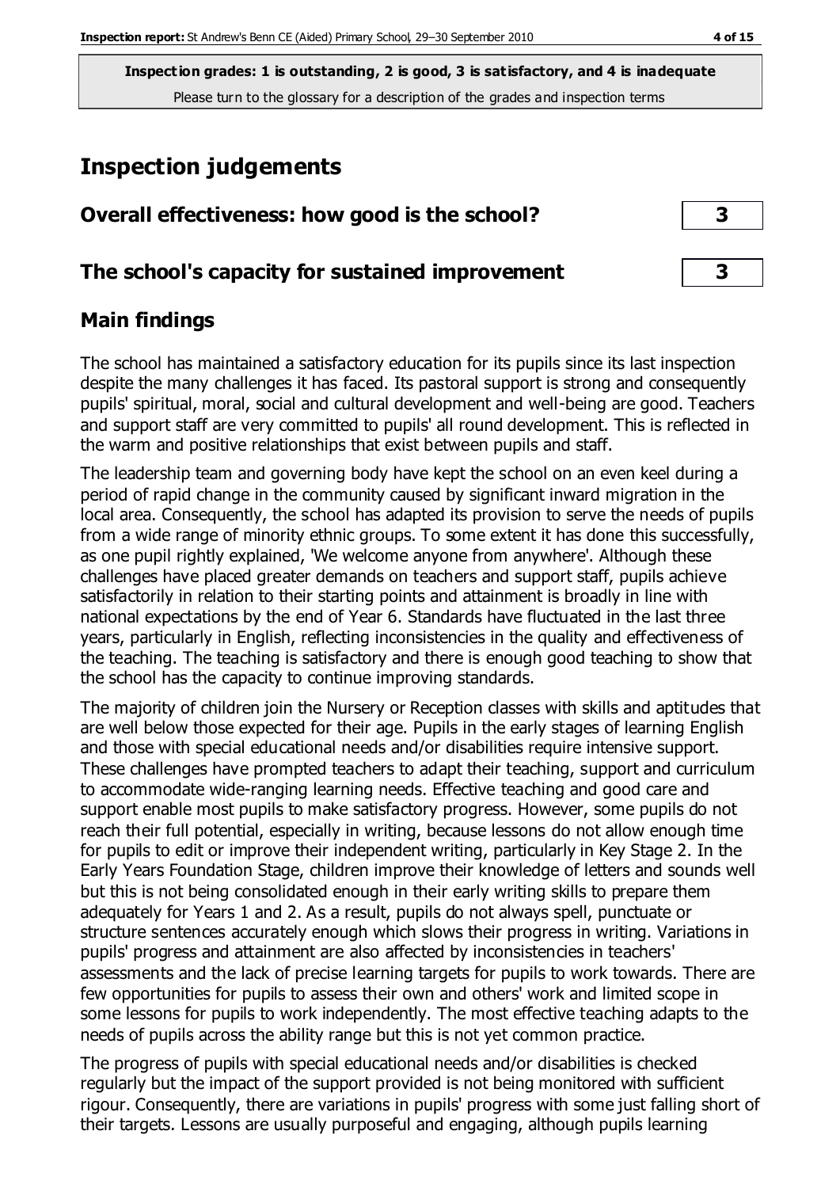**Inspection grades: 1 is outstanding, 2 is good, 3 is satisfactory, and 4 is inadequate**
Please turn to the glossary for a description of the grades and inspection terms

# Inspection judgements

| | |
|---|---|
| **Overall effectiveness: how good is the school?** | **3** |
| **The school's capacity for sustained improvement** | **3** |

## Main findings

The school has maintained a satisfactory education for its pupils since its last inspection despite the many challenges it has faced. Its pastoral support is strong and consequently pupils' spiritual, moral, social and cultural development and well-being are good. Teachers and support staff are very committed to pupils' all round development. This is reflected in the warm and positive relationships that exist between pupils and staff.

The leadership team and governing body have kept the school on an even keel during a period of rapid change in the community caused by significant inward migration in the local area. Consequently, the school has adapted its provision to serve the needs of pupils from a wide range of minority ethnic groups. To some extent it has done this successfully, as one pupil rightly explained, 'We welcome anyone from anywhere'. Although these challenges have placed greater demands on teachers and support staff, pupils achieve satisfactorily in relation to their starting points and attainment is broadly in line with national expectations by the end of Year 6. Standards have fluctuated in the last three years, particularly in English, reflecting inconsistencies in the quality and effectiveness of the teaching. The teaching is satisfactory and there is enough good teaching to show that the school has the capacity to continue improving standards.

The majority of children join the Nursery or Reception classes with skills and aptitudes that are well below those expected for their age. Pupils in the early stages of learning English and those with special educational needs and/or disabilities require intensive support. These challenges have prompted teachers to adapt their teaching, support and curriculum to accommodate wide-ranging learning needs. Effective teaching and good care and support enable most pupils to make satisfactory progress. However, some pupils do not reach their full potential, especially in writing, because lessons do not allow enough time for pupils to edit or improve their independent writing, particularly in Key Stage 2. In the Early Years Foundation Stage, children improve their knowledge of letters and sounds well but this is not being consolidated enough in their early writing skills to prepare them adequately for Years 1 and 2. As a result, pupils do not always spell, punctuate or structure sentences accurately enough which slows their progress in writing. Variations in pupils' progress and attainment are also affected by inconsistencies in teachers' assessments and the lack of precise learning targets for pupils to work towards. There are few opportunities for pupils to assess their own and others' work and limited scope in some lessons for pupils to work independently. The most effective teaching adapts to the needs of pupils across the ability range but this is not yet common practice.

The progress of pupils with special educational needs and/or disabilities is checked regularly but the impact of the support provided is not being monitored with sufficient rigour. Consequently, there are variations in pupils' progress with some just falling short of their targets. Lessons are usually purposeful and engaging, although pupils learning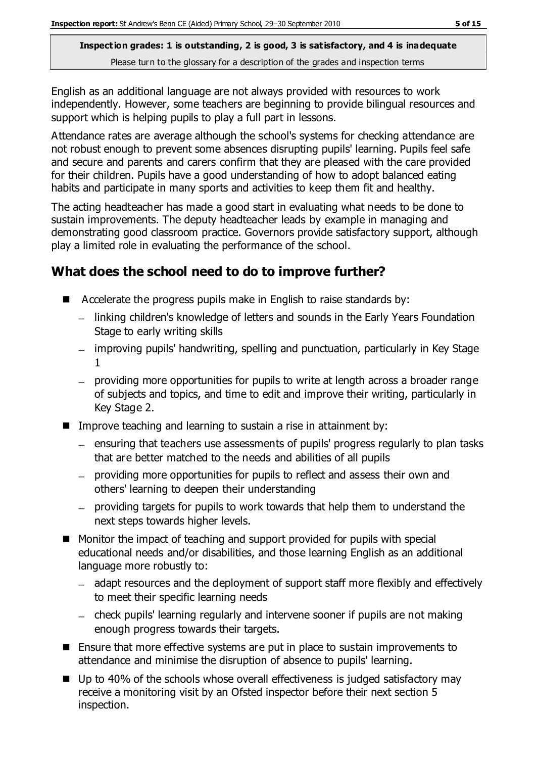English as an additional language are not always provided with resources to work independently. However, some teachers are beginning to provide bilingual resources and support which is helping pupils to play a full part in lessons.

Attendance rates are average although the school's systems for checking attendance are not robust enough to prevent some absences disrupting pupils' learning. Pupils feel safe and secure and parents and carers confirm that they are pleased with the care provided for their children. Pupils have a good understanding of how to adopt balanced eating habits and participate in many sports and activities to keep them fit and healthy.

The acting headteacher has made a good start in evaluating what needs to be done to sustain improvements. The deputy headteacher leads by example in managing and demonstrating good classroom practice. Governors provide satisfactory support, although play a limited role in evaluating the performance of the school.

## What does the school need to do to improve further?

- Accelerate the progress pupils make in English to raise standards by:
  - linking children's knowledge of letters and sounds in the Early Years Foundation Stage to early writing skills
  - improving pupils' handwriting, spelling and punctuation, particularly in Key Stage 1
  - providing more opportunities for pupils to write at length across a broader range of subjects and topics, and time to edit and improve their writing, particularly in Key Stage 2.
- Improve teaching and learning to sustain a rise in attainment by:
  - ensuring that teachers use assessments of pupils' progress regularly to plan tasks that are better matched to the needs and abilities of all pupils
  - providing more opportunities for pupils to reflect and assess their own and others' learning to deepen their understanding
  - providing targets for pupils to work towards that help them to understand the next steps towards higher levels.
- Monitor the impact of teaching and support provided for pupils with special educational needs and/or disabilities, and those learning English as an additional language more robustly to:
  - adapt resources and the deployment of support staff more flexibly and effectively to meet their specific learning needs
  - check pupils' learning regularly and intervene sooner if pupils are not making enough progress towards their targets.
- Ensure that more effective systems are put in place to sustain improvements to attendance and minimise the disruption of absence to pupils' learning.
- Up to 40% of the schools whose overall effectiveness is judged satisfactory may receive a monitoring visit by an Ofsted inspector before their next section 5 inspection.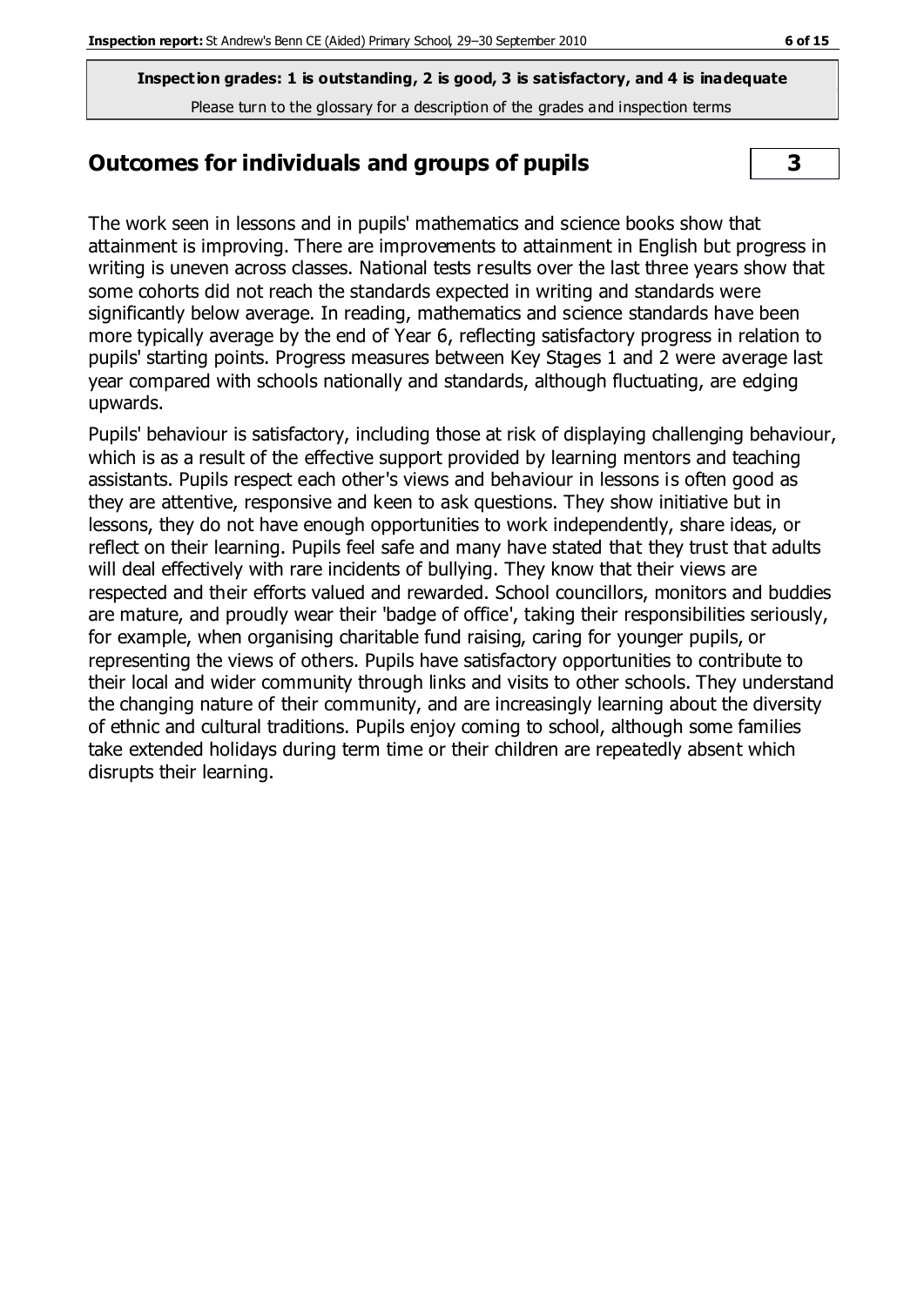**Inspection grades: 1 is outstanding, 2 is good, 3 is satisfactory, and 4 is inadequate**

Please turn to the glossary for a description of the grades and inspection terms

## Outcomes for individuals and groups of pupils | 3

The work seen in lessons and in pupils' mathematics and science books show that attainment is improving. There are improvements to attainment in English but progress in writing is uneven across classes. National tests results over the last three years show that some cohorts did not reach the standards expected in writing and standards were significantly below average. In reading, mathematics and science standards have been more typically average by the end of Year 6, reflecting satisfactory progress in relation to pupils' starting points. Progress measures between Key Stages 1 and 2 were average last year compared with schools nationally and standards, although fluctuating, are edging upwards.

Pupils' behaviour is satisfactory, including those at risk of displaying challenging behaviour, which is as a result of the effective support provided by learning mentors and teaching assistants. Pupils respect each other's views and behaviour in lessons is often good as they are attentive, responsive and keen to ask questions. They show initiative but in lessons, they do not have enough opportunities to work independently, share ideas, or reflect on their learning. Pupils feel safe and many have stated that they trust that adults will deal effectively with rare incidents of bullying. They know that their views are respected and their efforts valued and rewarded. School councillors, monitors and buddies are mature, and proudly wear their 'badge of office', taking their responsibilities seriously, for example, when organising charitable fund raising, caring for younger pupils, or representing the views of others. Pupils have satisfactory opportunities to contribute to their local and wider community through links and visits to other schools. They understand the changing nature of their community, and are increasingly learning about the diversity of ethnic and cultural traditions. Pupils enjoy coming to school, although some families take extended holidays during term time or their children are repeatedly absent which disrupts their learning.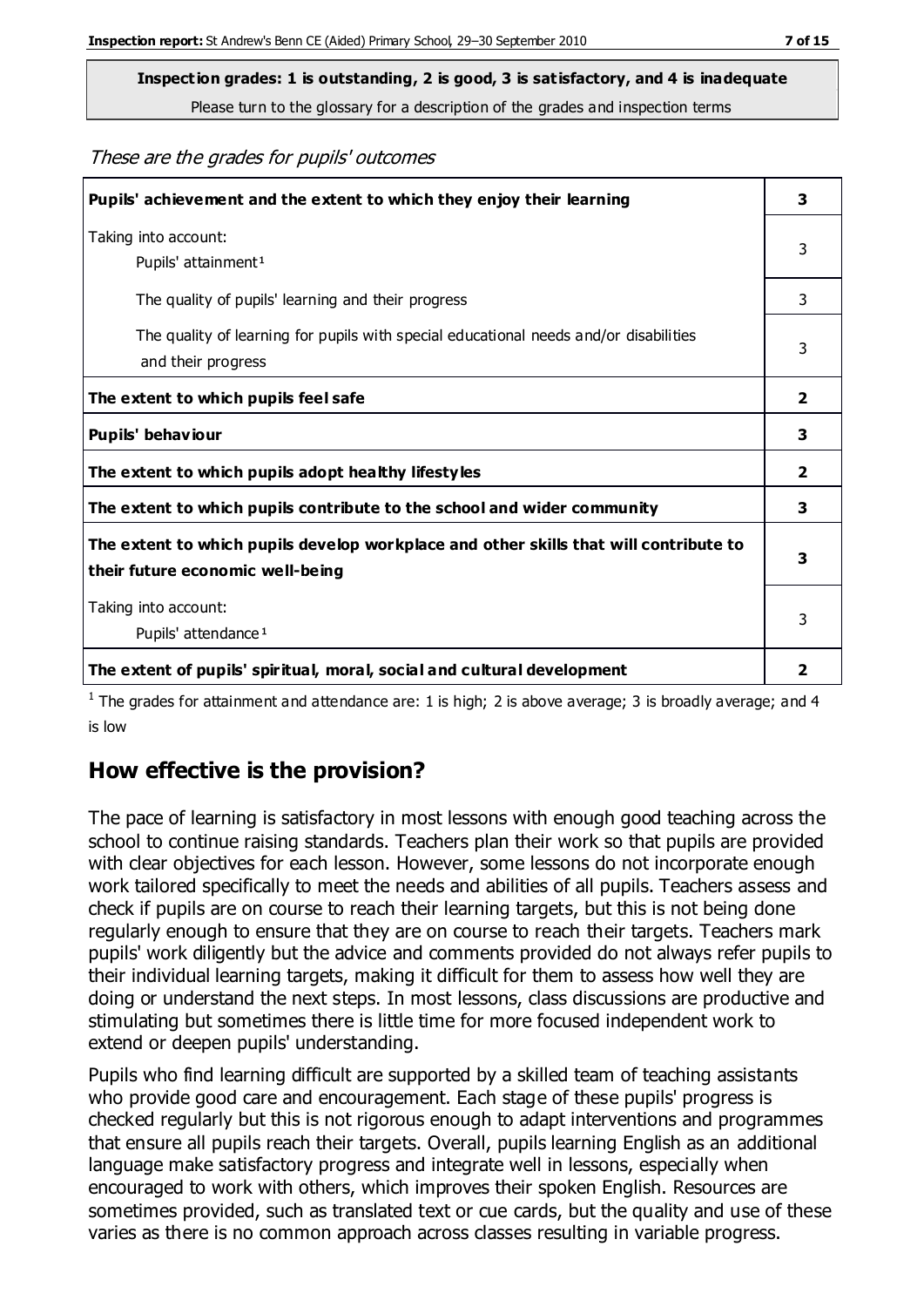**Inspection grades: 1 is outstanding, 2 is good, 3 is satisfactory, and 4 is inadequate**
Please turn to the glossary for a description of the grades and inspection terms

*These are the grades for pupils' outcomes*

| | |
|---|---|
| **Pupils' achievement and the extent to which they enjoy their learning** | **3** |
| Taking into account: Pupils' attainment[1] | 3 |
| The quality of pupils' learning and their progress | 3 |
| The quality of learning for pupils with special educational needs and/or disabilities and their progress | 3 |
| **The extent to which pupils feel safe** | **2** |
| **Pupils' behaviour** | **3** |
| **The extent to which pupils adopt healthy lifestyles** | **2** |
| **The extent to which pupils contribute to the school and wider community** | **3** |
| **The extent to which pupils develop workplace and other skills that will contribute to their future economic well-being** | **3** |
| Taking into account: Pupils' attendance[1] | 3 |
| **The extent of pupils' spiritual, moral, social and cultural development** | **2** |

[1] The grades for attainment and attendance are: 1 is high; 2 is above average; 3 is broadly average; and 4 is low

## How effective is the provision?

The pace of learning is satisfactory in most lessons with enough good teaching across the school to continue raising standards. Teachers plan their work so that pupils are provided with clear objectives for each lesson. However, some lessons do not incorporate enough work tailored specifically to meet the needs and abilities of all pupils. Teachers assess and check if pupils are on course to reach their learning targets, but this is not being done regularly enough to ensure that they are on course to reach their targets. Teachers mark pupils' work diligently but the advice and comments provided do not always refer pupils to their individual learning targets, making it difficult for them to assess how well they are doing or understand the next steps. In most lessons, class discussions are productive and stimulating but sometimes there is little time for more focused independent work to extend or deepen pupils' understanding.

Pupils who find learning difficult are supported by a skilled team of teaching assistants who provide good care and encouragement. Each stage of these pupils' progress is checked regularly but this is not rigorous enough to adapt interventions and programmes that ensure all pupils reach their targets. Overall, pupils learning English as an additional language make satisfactory progress and integrate well in lessons, especially when encouraged to work with others, which improves their spoken English. Resources are sometimes provided, such as translated text or cue cards, but the quality and use of these varies as there is no common approach across classes resulting in variable progress.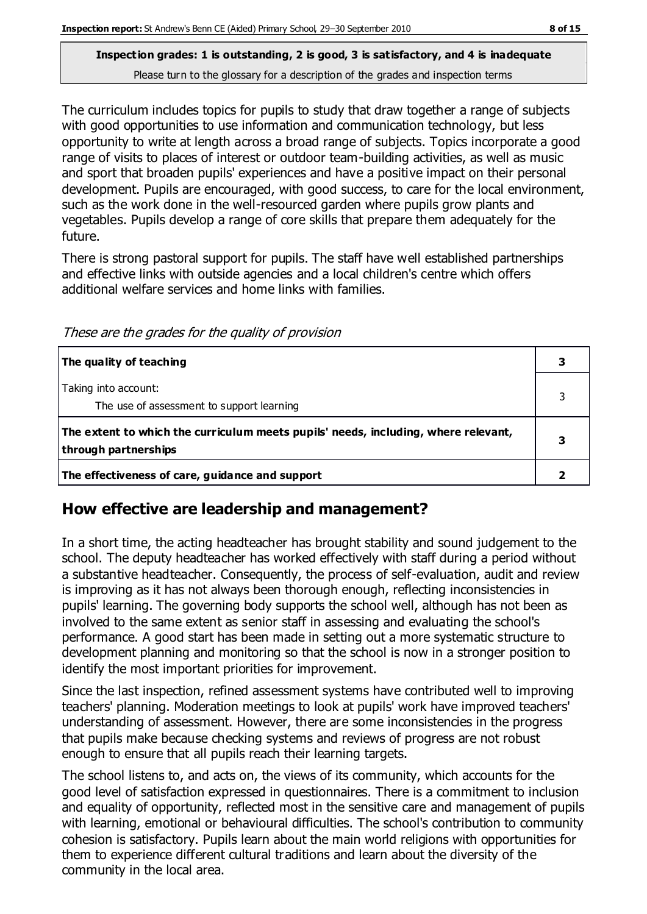**Inspection grades: 1 is outstanding, 2 is good, 3 is satisfactory, and 4 is inadequate**
Please turn to the glossary for a description of the grades and inspection terms

The curriculum includes topics for pupils to study that draw together a range of subjects with good opportunities to use information and communication technology, but less opportunity to write at length across a broad range of subjects. Topics incorporate a good range of visits to places of interest or outdoor team-building activities, as well as music and sport that broaden pupils' experiences and have a positive impact on their personal development. Pupils are encouraged, with good success, to care for the local environment, such as the work done in the well-resourced garden where pupils grow plants and vegetables. Pupils develop a range of core skills that prepare them adequately for the future.

There is strong pastoral support for pupils. The staff have well established partnerships and effective links with outside agencies and a local children's centre which offers additional welfare services and home links with families.

*These are the grades for the quality of provision*

| | |
|---|---|
| **The quality of teaching** | **3** |
| Taking into account:<br>The use of assessment to support learning | 3 |
| **The extent to which the curriculum meets pupils' needs, including, where relevant, through partnerships** | **3** |
| **The effectiveness of care, guidance and support** | **2** |

## How effective are leadership and management?

In a short time, the acting headteacher has brought stability and sound judgement to the school. The deputy headteacher has worked effectively with staff during a period without a substantive headteacher. Consequently, the process of self-evaluation, audit and review is improving as it has not always been thorough enough, reflecting inconsistencies in pupils' learning. The governing body supports the school well, although has not been as involved to the same extent as senior staff in assessing and evaluating the school's performance. A good start has been made in setting out a more systematic structure to development planning and monitoring so that the school is now in a stronger position to identify the most important priorities for improvement.

Since the last inspection, refined assessment systems have contributed well to improving teachers' planning. Moderation meetings to look at pupils' work have improved teachers' understanding of assessment. However, there are some inconsistencies in the progress that pupils make because checking systems and reviews of progress are not robust enough to ensure that all pupils reach their learning targets.

The school listens to, and acts on, the views of its community, which accounts for the good level of satisfaction expressed in questionnaires. There is a commitment to inclusion and equality of opportunity, reflected most in the sensitive care and management of pupils with learning, emotional or behavioural difficulties. The school's contribution to community cohesion is satisfactory. Pupils learn about the main world religions with opportunities for them to experience different cultural traditions and learn about the diversity of the community in the local area.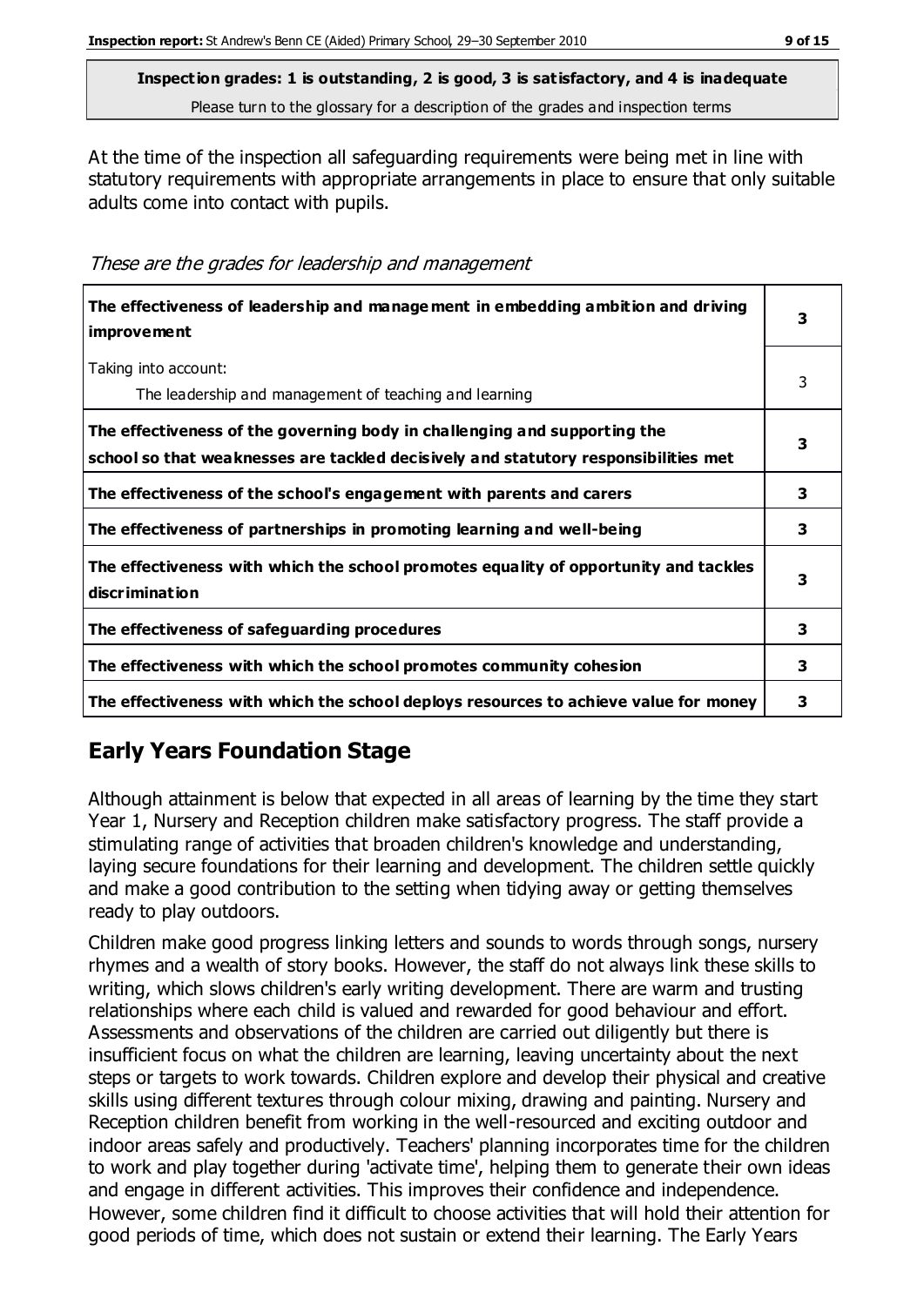**Inspection grades: 1 is outstanding, 2 is good, 3 is satisfactory, and 4 is inadequate**
Please turn to the glossary for a description of the grades and inspection terms

At the time of the inspection all safeguarding requirements were being met in line with statutory requirements with appropriate arrangements in place to ensure that only suitable adults come into contact with pupils.

*These are the grades for leadership and management*

| | |
|---|---|
| **The effectiveness of leadership and management in embedding ambition and driving improvement** | **3** |
| Taking into account:<br>The leadership and management of teaching and learning | 3 |
| **The effectiveness of the governing body in challenging and supporting the school so that weaknesses are tackled decisively and statutory responsibilities met** | **3** |
| **The effectiveness of the school's engagement with parents and carers** | **3** |
| **The effectiveness of partnerships in promoting learning and well-being** | **3** |
| **The effectiveness with which the school promotes equality of opportunity and tackles discrimination** | **3** |
| **The effectiveness of safeguarding procedures** | **3** |
| **The effectiveness with which the school promotes community cohesion** | **3** |
| **The effectiveness with which the school deploys resources to achieve value for money** | **3** |

## Early Years Foundation Stage

Although attainment is below that expected in all areas of learning by the time they start Year 1, Nursery and Reception children make satisfactory progress. The staff provide a stimulating range of activities that broaden children's knowledge and understanding, laying secure foundations for their learning and development. The children settle quickly and make a good contribution to the setting when tidying away or getting themselves ready to play outdoors.

Children make good progress linking letters and sounds to words through songs, nursery rhymes and a wealth of story books. However, the staff do not always link these skills to writing, which slows children's early writing development. There are warm and trusting relationships where each child is valued and rewarded for good behaviour and effort. Assessments and observations of the children are carried out diligently but there is insufficient focus on what the children are learning, leaving uncertainty about the next steps or targets to work towards. Children explore and develop their physical and creative skills using different textures through colour mixing, drawing and painting. Nursery and Reception children benefit from working in the well-resourced and exciting outdoor and indoor areas safely and productively. Teachers' planning incorporates time for the children to work and play together during 'activate time', helping them to generate their own ideas and engage in different activities. This improves their confidence and independence. However, some children find it difficult to choose activities that will hold their attention for good periods of time, which does not sustain or extend their learning. The Early Years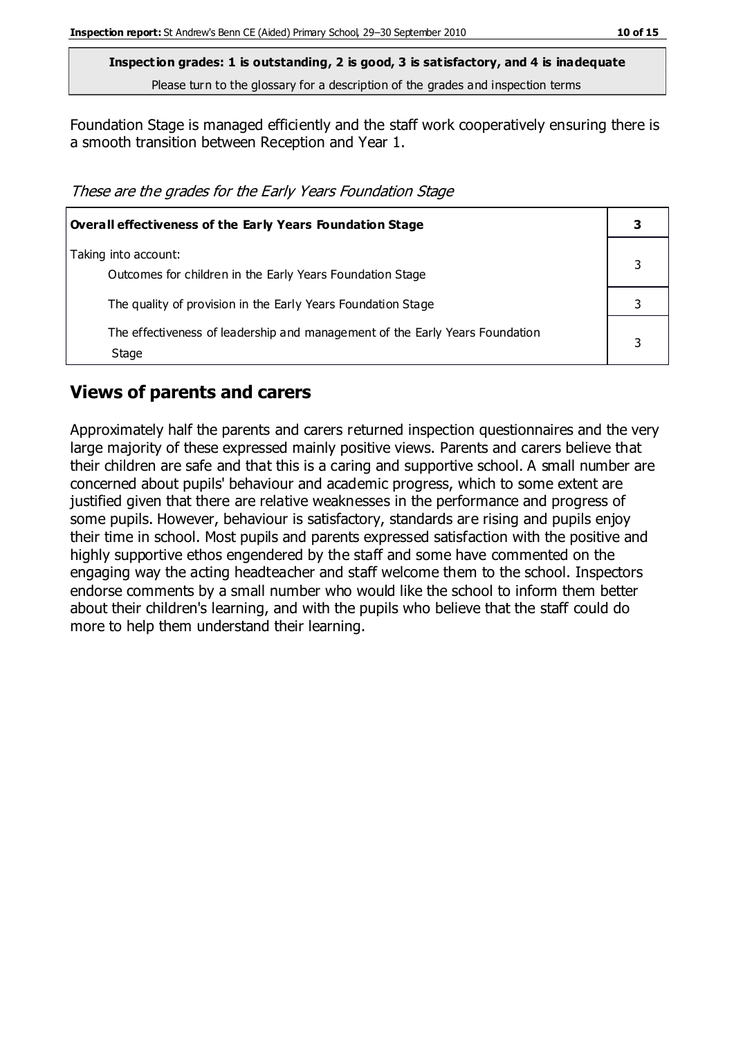**Inspection grades: 1 is outstanding, 2 is good, 3 is satisfactory, and 4 is inadequate**
Please turn to the glossary for a description of the grades and inspection terms

Foundation Stage is managed efficiently and the staff work cooperatively ensuring there is a smooth transition between Reception and Year 1.

*These are the grades for the Early Years Foundation Stage*

| **Overall effectiveness of the Early Years Foundation Stage** | **3** |
|---|---|
| Taking into account:<br>Outcomes for children in the Early Years Foundation Stage | 3 |
| The quality of provision in the Early Years Foundation Stage | 3 |
| The effectiveness of leadership and management of the Early Years Foundation Stage | 3 |

## Views of parents and carers

Approximately half the parents and carers returned inspection questionnaires and the very large majority of these expressed mainly positive views. Parents and carers believe that their children are safe and that this is a caring and supportive school. A small number are concerned about pupils' behaviour and academic progress, which to some extent are justified given that there are relative weaknesses in the performance and progress of some pupils. However, behaviour is satisfactory, standards are rising and pupils enjoy their time in school. Most pupils and parents expressed satisfaction with the positive and highly supportive ethos engendered by the staff and some have commented on the engaging way the acting headteacher and staff welcome them to the school. Inspectors endorse comments by a small number who would like the school to inform them better about their children's learning, and with the pupils who believe that the staff could do more to help them understand their learning.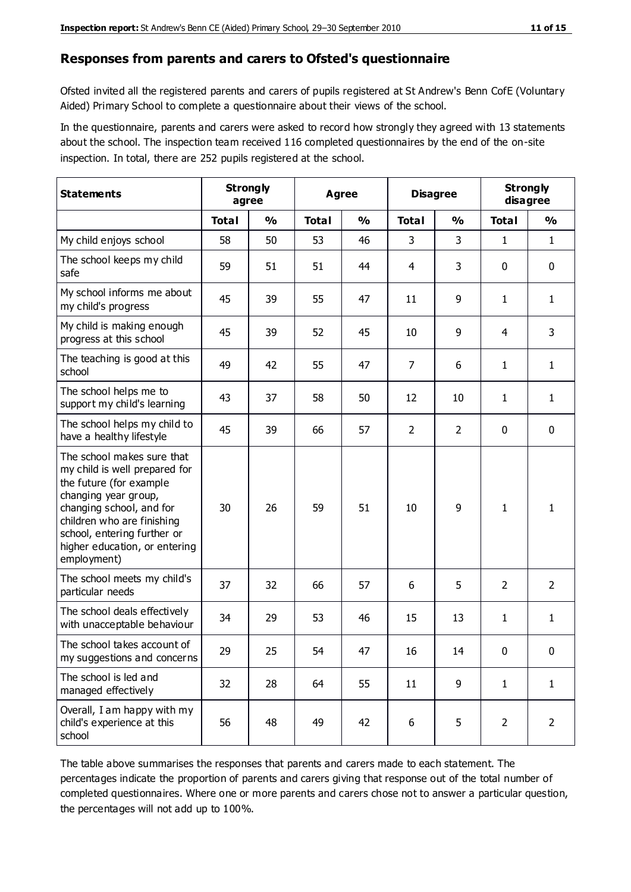## Responses from parents and carers to Ofsted's questionnaire

Ofsted invited all the registered parents and carers of pupils registered at St Andrew's Benn CofE (Voluntary Aided) Primary School to complete a questionnaire about their views of the school.

In the questionnaire, parents and carers were asked to record how strongly they agreed with 13 statements about the school. The inspection team received 116 completed questionnaires by the end of the on-site inspection. In total, there are 252 pupils registered at the school.

| Statements | Strongly agree | | Agree | | Disagree | | Strongly disagree | |
|---|---|---|---|---|---|---|---|---|
| | **Total** | **%** | **Total** | **%** | **Total** | **%** | **Total** | **%** |
| My child enjoys school | 58 | 50 | 53 | 46 | 3 | 3 | 1 | 1 |
| The school keeps my child safe | 59 | 51 | 51 | 44 | 4 | 3 | 0 | 0 |
| My school informs me about my child's progress | 45 | 39 | 55 | 47 | 11 | 9 | 1 | 1 |
| My child is making enough progress at this school | 45 | 39 | 52 | 45 | 10 | 9 | 4 | 3 |
| The teaching is good at this school | 49 | 42 | 55 | 47 | 7 | 6 | 1 | 1 |
| The school helps me to support my child's learning | 43 | 37 | 58 | 50 | 12 | 10 | 1 | 1 |
| The school helps my child to have a healthy lifestyle | 45 | 39 | 66 | 57 | 2 | 2 | 0 | 0 |
| The school makes sure that my child is well prepared for the future (for example changing year group, changing school, and for children who are finishing school, entering further or higher education, or entering employment) | 30 | 26 | 59 | 51 | 10 | 9 | 1 | 1 |
| The school meets my child's particular needs | 37 | 32 | 66 | 57 | 6 | 5 | 2 | 2 |
| The school deals effectively with unacceptable behaviour | 34 | 29 | 53 | 46 | 15 | 13 | 1 | 1 |
| The school takes account of my suggestions and concerns | 29 | 25 | 54 | 47 | 16 | 14 | 0 | 0 |
| The school is led and managed effectively | 32 | 28 | 64 | 55 | 11 | 9 | 1 | 1 |
| Overall, I am happy with my child's experience at this school | 56 | 48 | 49 | 42 | 6 | 5 | 2 | 2 |

The table above summarises the responses that parents and carers made to each statement. The percentages indicate the proportion of parents and carers giving that response out of the total number of completed questionnaires. Where one or more parents and carers chose not to answer a particular question, the percentages will not add up to 100%.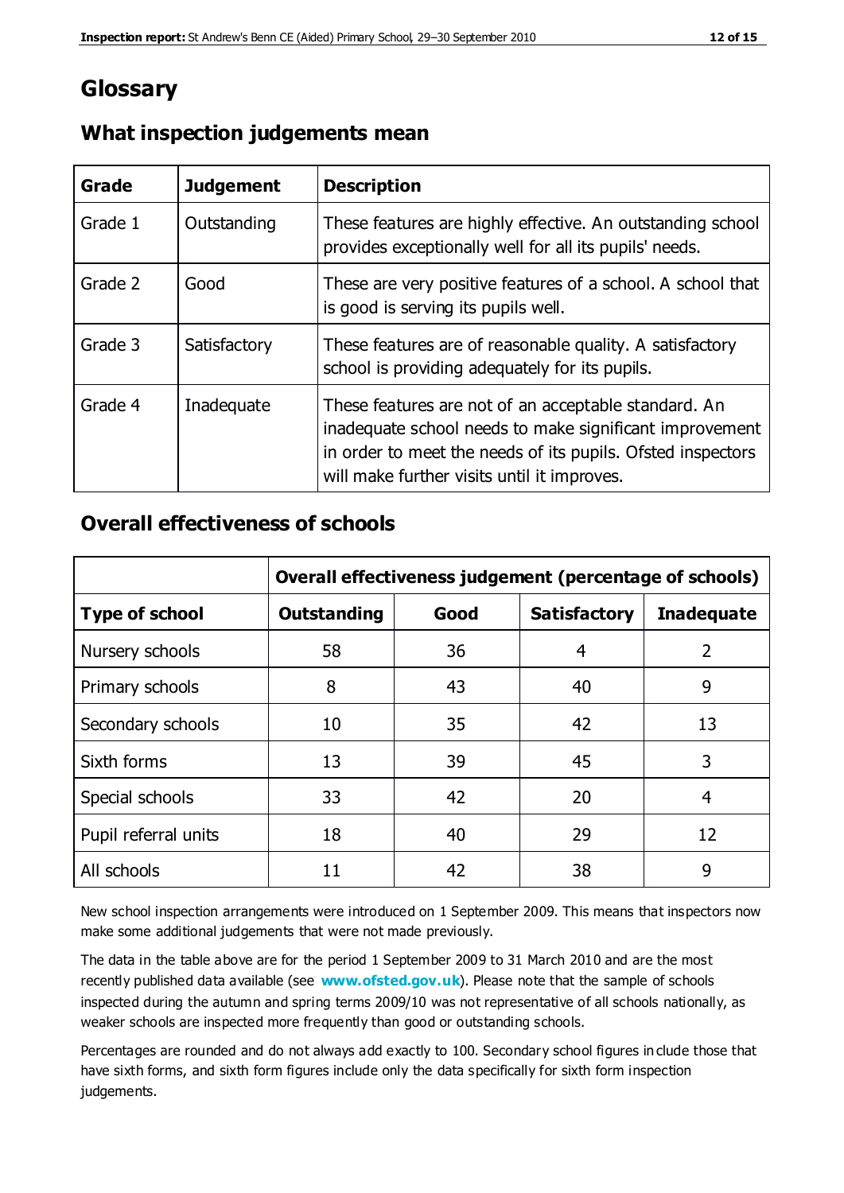# Glossary

## What inspection judgements mean

| Grade | Judgement | Description |
|---|---|---|
| Grade 1 | Outstanding | These features are highly effective. An outstanding school provides exceptionally well for all its pupils' needs. |
| Grade 2 | Good | These are very positive features of a school. A school that is good is serving its pupils well. |
| Grade 3 | Satisfactory | These features are of reasonable quality. A satisfactory school is providing adequately for its pupils. |
| Grade 4 | Inadequate | These features are not of an acceptable standard. An inadequate school needs to make significant improvement in order to meet the needs of its pupils. Ofsted inspectors will make further visits until it improves. |

## Overall effectiveness of schools

| | Overall effectiveness judgement (percentage of schools) | | | |
|---|---|---|---|---|
| **Type of school** | **Outstanding** | **Good** | **Satisfactory** | **Inadequate** |
| Nursery schools | 58 | 36 | 4 | 2 |
| Primary schools | 8 | 43 | 40 | 9 |
| Secondary schools | 10 | 35 | 42 | 13 |
| Sixth forms | 13 | 39 | 45 | 3 |
| Special schools | 33 | 42 | 20 | 4 |
| Pupil referral units | 18 | 40 | 29 | 12 |
| All schools | 11 | 42 | 38 | 9 |

New school inspection arrangements were introduced on 1 September 2009. This means that inspectors now make some additional judgements that were not made previously.

The data in the table above are for the period 1 September 2009 to 31 March 2010 and are the most recently published data available (see **www.ofsted.gov.uk**). Please note that the sample of schools inspected during the autumn and spring terms 2009/10 was not representative of all schools nationally, as weaker schools are inspected more frequently than good or outstanding schools.

Percentages are rounded and do not always add exactly to 100. Secondary school figures include those that have sixth forms, and sixth form figures include only the data specifically for sixth form inspection judgements.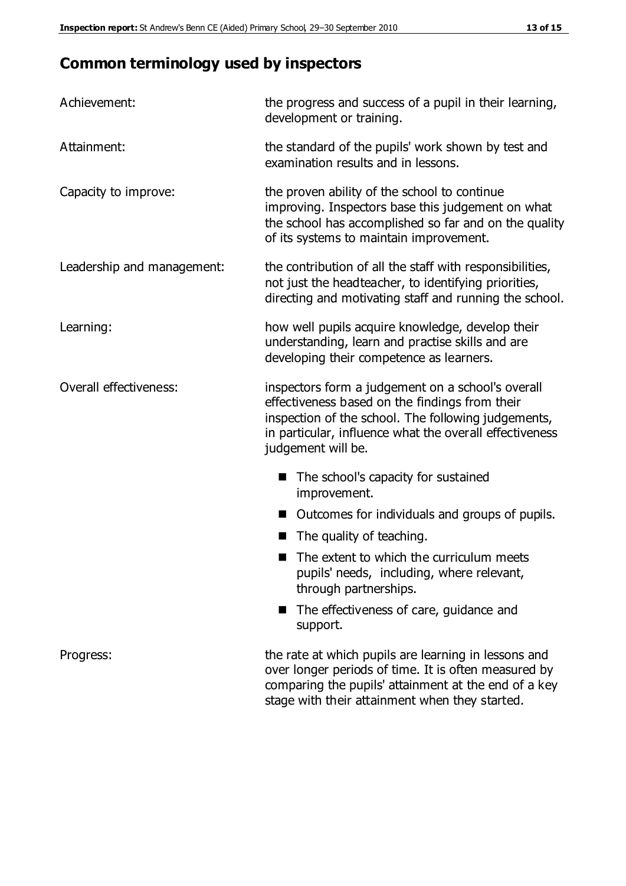## Common terminology used by inspectors

| | |
|---|---|
| Achievement: | the progress and success of a pupil in their learning, development or training. |
| Attainment: | the standard of the pupils' work shown by test and examination results and in lessons. |
| Capacity to improve: | the proven ability of the school to continue improving. Inspectors base this judgement on what the school has accomplished so far and on the quality of its systems to maintain improvement. |
| Leadership and management: | the contribution of all the staff with responsibilities, not just the headteacher, to identifying priorities, directing and motivating staff and running the school. |
| Learning: | how well pupils acquire knowledge, develop their understanding, learn and practise skills and are developing their competence as learners. |
| Overall effectiveness: | inspectors form a judgement on a school's overall effectiveness based on the findings from their inspection of the school. The following judgements, in particular, influence what the overall effectiveness judgement will be. |

- The school's capacity for sustained improvement.
- Outcomes for individuals and groups of pupils.
- The quality of teaching.
- The extent to which the curriculum meets pupils' needs, including, where relevant, through partnerships.
- The effectiveness of care, guidance and support.

| | |
|---|---|
| Progress: | the rate at which pupils are learning in lessons and over longer periods of time. It is often measured by comparing the pupils' attainment at the end of a key stage with their attainment when they started. |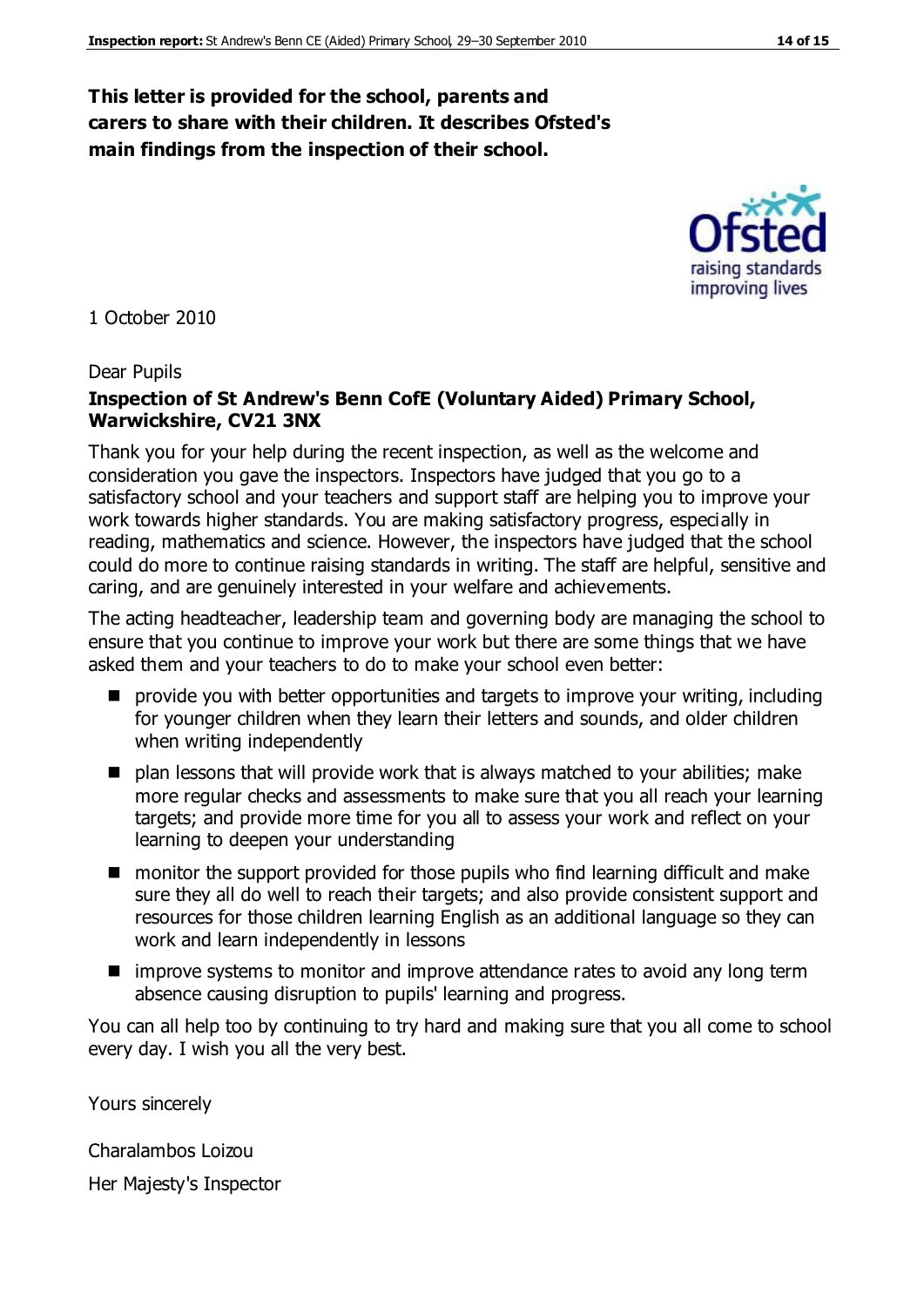**This letter is provided for the school, parents and carers to share with their children. It describes Ofsted's main findings from the inspection of their school.**

1 October 2010

Dear Pupils

**Inspection of St Andrew's Benn CofE (Voluntary Aided) Primary School, Warwickshire, CV21 3NX**

Thank you for your help during the recent inspection, as well as the welcome and consideration you gave the inspectors. Inspectors have judged that you go to a satisfactory school and your teachers and support staff are helping you to improve your work towards higher standards. You are making satisfactory progress, especially in reading, mathematics and science. However, the inspectors have judged that the school could do more to continue raising standards in writing. The staff are helpful, sensitive and caring, and are genuinely interested in your welfare and achievements.

The acting headteacher, leadership team and governing body are managing the school to ensure that you continue to improve your work but there are some things that we have asked them and your teachers to do to make your school even better:

- provide you with better opportunities and targets to improve your writing, including for younger children when they learn their letters and sounds, and older children when writing independently
- plan lessons that will provide work that is always matched to your abilities; make more regular checks and assessments to make sure that you all reach your learning targets; and provide more time for you all to assess your work and reflect on your learning to deepen your understanding
- monitor the support provided for those pupils who find learning difficult and make sure they all do well to reach their targets; and also provide consistent support and resources for those children learning English as an additional language so they can work and learn independently in lessons
- improve systems to monitor and improve attendance rates to avoid any long term absence causing disruption to pupils' learning and progress.

You can all help too by continuing to try hard and making sure that you all come to school every day. I wish you all the very best.

Yours sincerely

Charalambos Loizou

Her Majesty's Inspector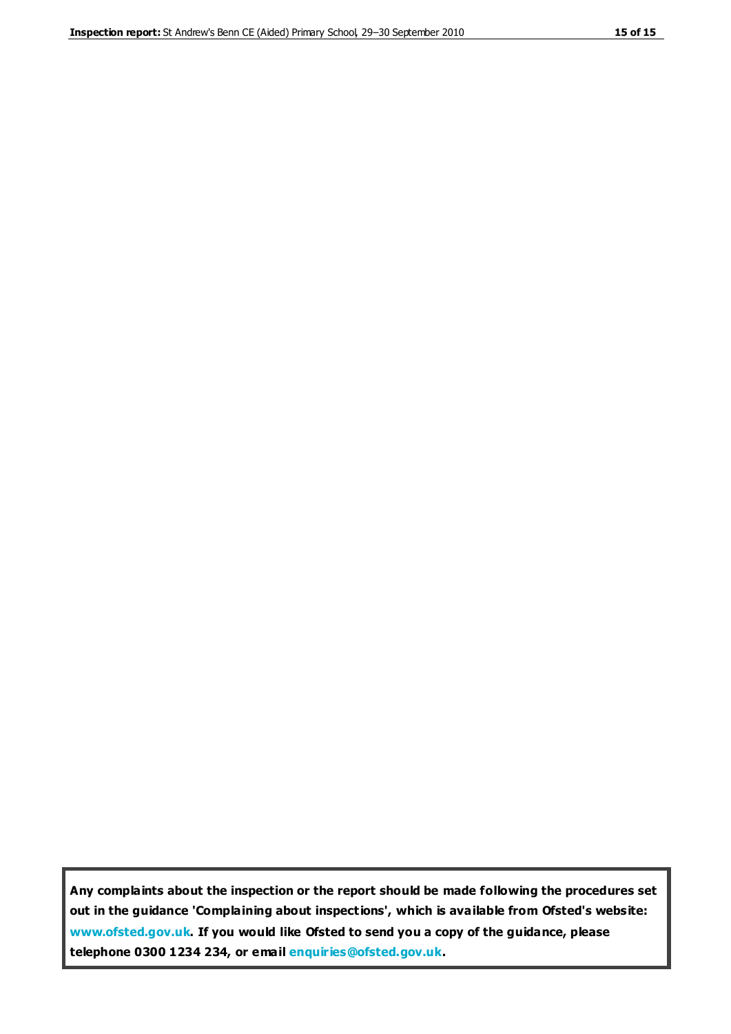**Any complaints about the inspection or the report should be made following the procedures set out in the guidance 'Complaining about inspections', which is available from Ofsted's website: www.ofsted.gov.uk. If you would like Ofsted to send you a copy of the guidance, please telephone 0300 1234 234, or email enquiries@ofsted.gov.uk.**